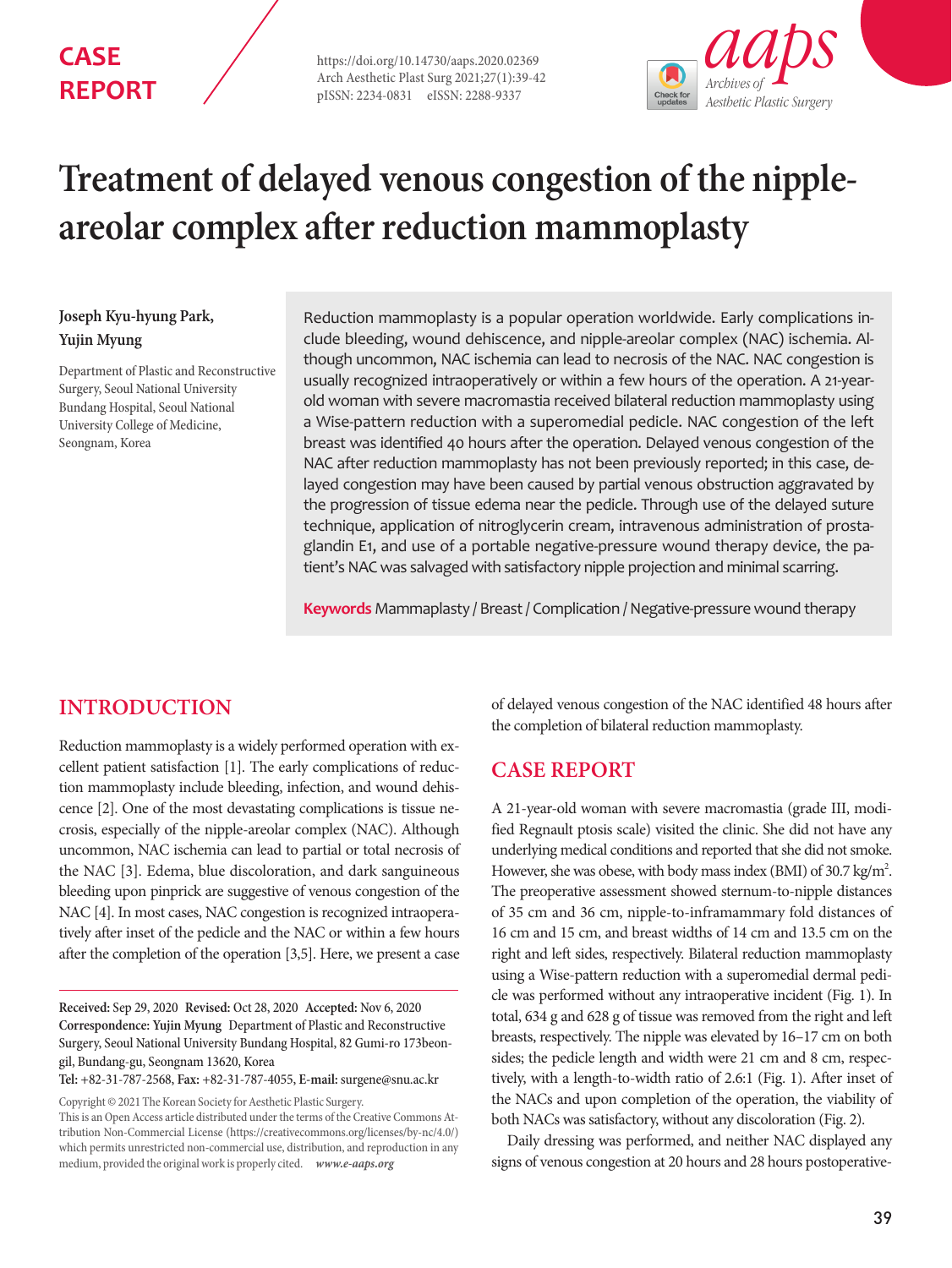CASE REPORT

https://doi.org/10.14730/aaps.2020.02369

# Treatment of delayed venous congestion of the nipple-areolar complex after reduction mammoplasty

**Joseph Kyu-hyung Park, Yujin Myung**

Department of Plastic and Reconstructive Surgery, Seoul National University Bundang Hospital, Seoul National University College of Medicine, Seongnam, Korea

Reduction mammoplasty is a popular operation worldwide. Early complications include bleeding, wound dehiscence, and nipple-areolar complex (NAC) ischemia. Although uncommon, NAC ischemia can lead to necrosis of the NAC. NAC congestion is usually recognized intraoperatively or within a few hours of the operation. A 21-year-old woman with severe macromastia received bilateral reduction mammoplasty using a Wise-pattern reduction with a superomedial pedicle. NAC congestion of the left breast was identified 40 hours after the operation. Delayed venous congestion of the NAC after reduction mammoplasty has not been previously reported; in this case, delayed congestion may have been caused by partial venous obstruction aggravated by the progression of tissue edema near the pedicle. Through use of the delayed suture technique, application of nitroglycerin cream, intravenous administration of prostaglandin E1, and use of a portable negative-pressure wound therapy device, the patient's NAC was salvaged with satisfactory nipple projection and minimal scarring.

**Keywords** Mammaplasty / Breast / Complication / Negative-pressure wound therapy

## INTRODUCTION

Reduction mammoplasty is a widely performed operation with excellent patient satisfaction [1]. The early complications of reduction mammoplasty include bleeding, infection, and wound dehiscence [2]. One of the most devastating complications is tissue necrosis, especially of the nipple-areolar complex (NAC). Although uncommon, NAC ischemia can lead to partial or total necrosis of the NAC [3]. Edema, blue discoloration, and dark sanguineous bleeding upon pinprick are suggestive of venous congestion of the NAC [4]. In most cases, NAC congestion is recognized intraoperatively after inset of the pedicle and the NAC or within a few hours after the completion of the operation [3,5]. Here, we present a case of delayed venous congestion of the NAC identified 48 hours after the completion of bilateral reduction mammoplasty.

**Received:** Sep 29, 2020 **Revised:** Oct 28, 2020 **Accepted:** Nov 6, 2020
**Correspondence: Yujin Myung** Department of Plastic and Reconstructive Surgery, Seoul National University Bundang Hospital, 82 Gumi-ro 173beon-gil, Bundang-gu, Seongnam 13620, Korea
**Tel:** +82-31-787-2568, **Fax:** +82-31-787-4055, **E-mail:** surgene@snu.ac.kr

Copyright © 2021 The Korean Society for Aesthetic Plastic Surgery.
This is an Open Access article distributed under the terms of the Creative Commons Attribution Non-Commercial License (https://creativecommons.org/licenses/by-nc/4.0/) which permits unrestricted non-commercial use, distribution, and reproduction in any medium, provided the original work is properly cited. *www.e-aaps.org*

## CASE REPORT

A 21-year-old woman with severe macromastia (grade III, modified Regnault ptosis scale) visited the clinic. She did not have any underlying medical conditions and reported that she did not smoke. However, she was obese, with body mass index (BMI) of 30.7 kg/m$^2$. The preoperative assessment showed sternum-to-nipple distances of 35 cm and 36 cm, nipple-to-inframammary fold distances of 16 cm and 15 cm, and breast widths of 14 cm and 13.5 cm on the right and left sides, respectively. Bilateral reduction mammoplasty using a Wise-pattern reduction with a superomedial dermal pedicle was performed without any intraoperative incident (Fig. 1). In total, 634 g and 628 g of tissue was removed from the right and left breasts, respectively. The nipple was elevated by 16–17 cm on both sides; the pedicle length and width were 21 cm and 8 cm, respectively, with a length-to-width ratio of 2.6:1 (Fig. 1). After inset of the NACs and upon completion of the operation, the viability of both NACs was satisfactory, without any discoloration (Fig. 2).

Daily dressing was performed, and neither NAC displayed any signs of venous congestion at 20 hours and 28 hours postoperative-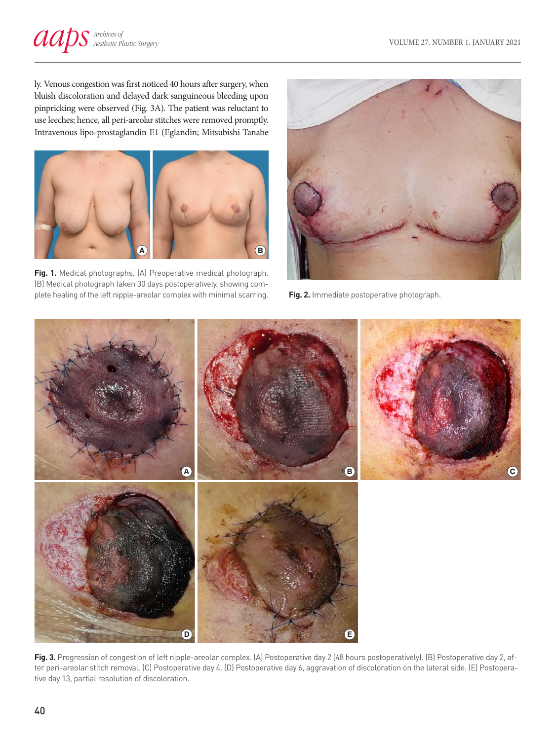ly. Venous congestion was first noticed 40 hours after surgery, when bluish discoloration and delayed dark sanguineous bleeding upon pinpricking were observed (Fig. 3A). The patient was reluctant to use leeches; hence, all peri-areolar stitches were removed promptly. Intravenous lipo-prostaglandin E1 (Eglandin; Mitsubishi Tanabe

**Fig. 1.** Medical photographs. (A) Preoperative medical photograph. (B) Medical photograph taken 30 days postoperatively, showing complete healing of the left nipple-areolar complex with minimal scarring.

**Fig. 2.** Immediate postoperative photograph.

**Fig. 3.** Progression of congestion of left nipple-areolar complex. (A) Postoperative day 2 (48 hours postoperatively). (B) Postoperative day 2, after peri-areolar stitch removal. (C) Postoperative day 4. (D) Postoperative day 6, aggravation of discoloration on the lateral side. (E) Postoperative day 13, partial resolution of discoloration.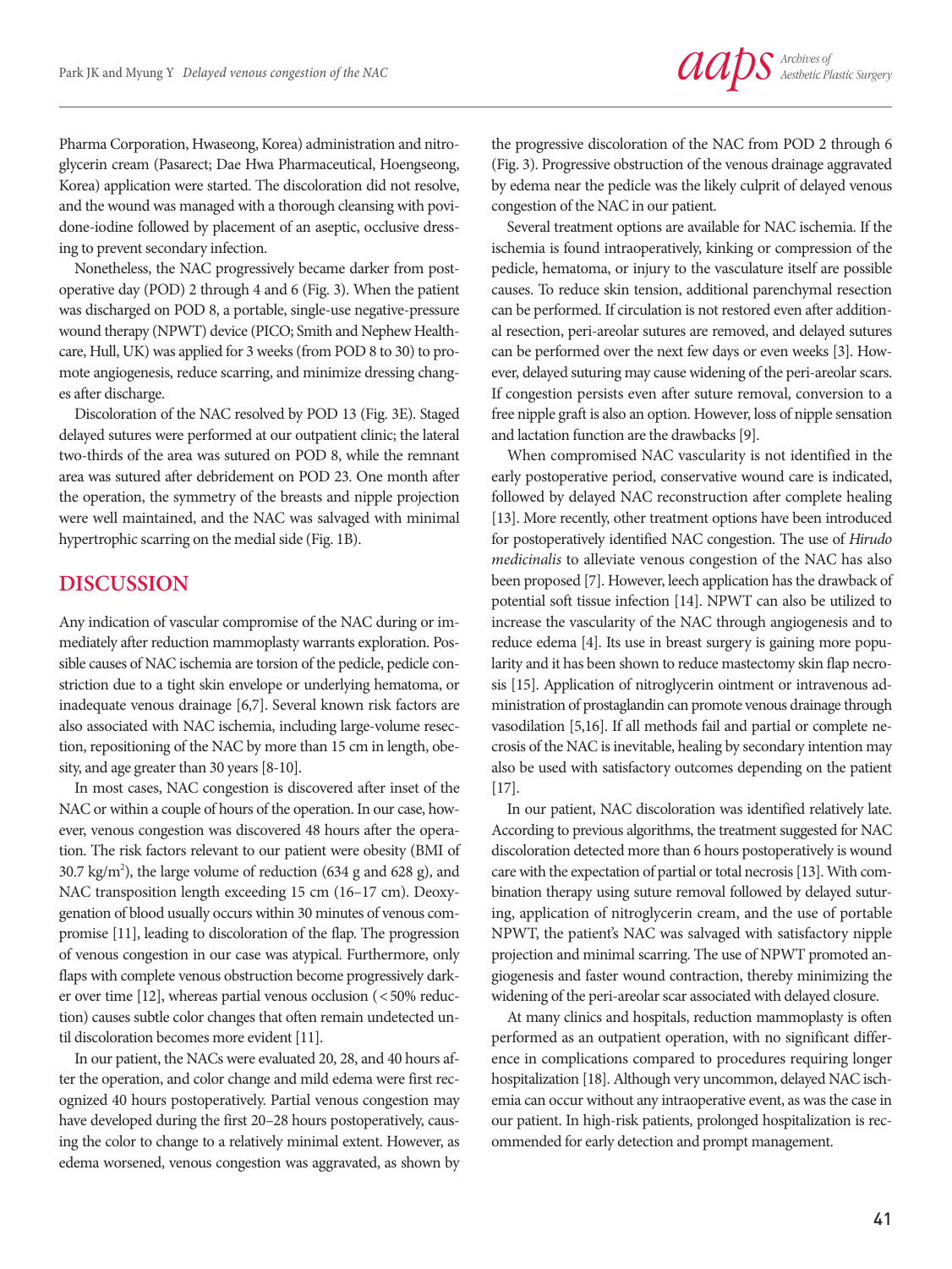Pharma Corporation, Hwaseong, Korea) administration and nitroglycerin cream (Pasarect; Dae Hwa Pharmaceutical, Hoengseong, Korea) application were started. The discoloration did not resolve, and the wound was managed with a thorough cleansing with povidone-iodine followed by placement of an aseptic, occlusive dressing to prevent secondary infection.

Nonetheless, the NAC progressively became darker from postoperative day (POD) 2 through 4 and 6 (Fig. 3). When the patient was discharged on POD 8, a portable, single-use negative-pressure wound therapy (NPWT) device (PICO; Smith and Nephew Healthcare, Hull, UK) was applied for 3 weeks (from POD 8 to 30) to promote angiogenesis, reduce scarring, and minimize dressing changes after discharge.

Discoloration of the NAC resolved by POD 13 (Fig. 3E). Staged delayed sutures were performed at our outpatient clinic; the lateral two-thirds of the area was sutured on POD 8, while the remnant area was sutured after debridement on POD 23. One month after the operation, the symmetry of the breasts and nipple projection were well maintained, and the NAC was salvaged with minimal hypertrophic scarring on the medial side (Fig. 1B).

## DISCUSSION

Any indication of vascular compromise of the NAC during or immediately after reduction mammoplasty warrants exploration. Possible causes of NAC ischemia are torsion of the pedicle, pedicle constriction due to a tight skin envelope or underlying hematoma, or inadequate venous drainage [6,7]. Several known risk factors are also associated with NAC ischemia, including large-volume resection, repositioning of the NAC by more than 15 cm in length, obesity, and age greater than 30 years [8-10].

In most cases, NAC congestion is discovered after inset of the NAC or within a couple of hours of the operation. In our case, however, venous congestion was discovered 48 hours after the operation. The risk factors relevant to our patient were obesity (BMI of 30.7 kg/m$^2$), the large volume of reduction (634 g and 628 g), and NAC transposition length exceeding 15 cm (16–17 cm). Deoxygenation of blood usually occurs within 30 minutes of venous compromise [11], leading to discoloration of the flap. The progression of venous congestion in our case was atypical. Furthermore, only flaps with complete venous obstruction become progressively darker over time [12], whereas partial venous occlusion (< 50% reduction) causes subtle color changes that often remain undetected until discoloration becomes more evident [11].

In our patient, the NACs were evaluated 20, 28, and 40 hours after the operation, and color change and mild edema were first recognized 40 hours postoperatively. Partial venous congestion may have developed during the first 20–28 hours postoperatively, causing the color to change to a relatively minimal extent. However, as edema worsened, venous congestion was aggravated, as shown by the progressive discoloration of the NAC from POD 2 through 6 (Fig. 3). Progressive obstruction of the venous drainage aggravated by edema near the pedicle was the likely culprit of delayed venous congestion of the NAC in our patient.

Several treatment options are available for NAC ischemia. If the ischemia is found intraoperatively, kinking or compression of the pedicle, hematoma, or injury to the vasculature itself are possible causes. To reduce skin tension, additional parenchymal resection can be performed. If circulation is not restored even after additional resection, peri-areolar sutures are removed, and delayed sutures can be performed over the next few days or even weeks [3]. However, delayed suturing may cause widening of the peri-areolar scars. If congestion persists even after suture removal, conversion to a free nipple graft is also an option. However, loss of nipple sensation and lactation function are the drawbacks [9].

When compromised NAC vascularity is not identified in the early postoperative period, conservative wound care is indicated, followed by delayed NAC reconstruction after complete healing [13]. More recently, other treatment options have been introduced for postoperatively identified NAC congestion. The use of *Hirudo medicinalis* to alleviate venous congestion of the NAC has also been proposed [7]. However, leech application has the drawback of potential soft tissue infection [14]. NPWT can also be utilized to increase the vascularity of the NAC through angiogenesis and to reduce edema [4]. Its use in breast surgery is gaining more popularity and it has been shown to reduce mastectomy skin flap necrosis [15]. Application of nitroglycerin ointment or intravenous administration of prostaglandin can promote venous drainage through vasodilation [5,16]. If all methods fail and partial or complete necrosis of the NAC is inevitable, healing by secondary intention may also be used with satisfactory outcomes depending on the patient [17].

In our patient, NAC discoloration was identified relatively late. According to previous algorithms, the treatment suggested for NAC discoloration detected more than 6 hours postoperatively is wound care with the expectation of partial or total necrosis [13]. With combination therapy using suture removal followed by delayed suturing, application of nitroglycerin cream, and the use of portable NPWT, the patient's NAC was salvaged with satisfactory nipple projection and minimal scarring. The use of NPWT promoted angiogenesis and faster wound contraction, thereby minimizing the widening of the peri-areolar scar associated with delayed closure.

At many clinics and hospitals, reduction mammoplasty is often performed as an outpatient operation, with no significant difference in complications compared to procedures requiring longer hospitalization [18]. Although very uncommon, delayed NAC ischemia can occur without any intraoperative event, as was the case in our patient. In high-risk patients, prolonged hospitalization is recommended for early detection and prompt management.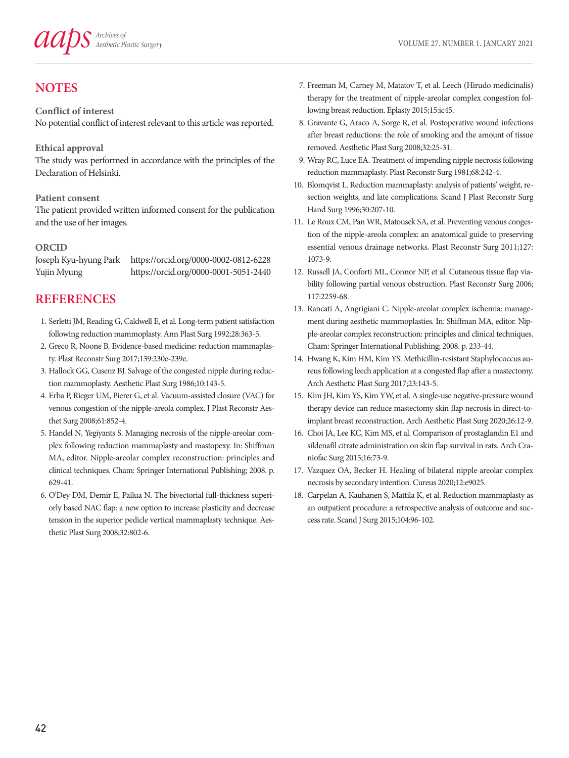## NOTES

### Conflict of interest

No potential conflict of interest relevant to this article was reported.

### Ethical approval

The study was performed in accordance with the principles of the Declaration of Helsinki.

### Patient consent

The patient provided written informed consent for the publication and the use of her images.

### ORCID

Joseph Kyu-hyung Park https://orcid.org/0000-0002-0812-6228
Yujin Myung https://orcid.org/0000-0001-5051-2440

## REFERENCES

1. Serletti JM, Reading G, Caldwell E, et al. Long-term patient satisfaction following reduction mammoplasty. Ann Plast Surg 1992;28:363-5.
2. Greco R, Noone B. Evidence-based medicine: reduction mammaplasty. Plast Reconstr Surg 2017;139:230e-239e.
3. Hallock GG, Cusenz BJ. Salvage of the congested nipple during reduction mammoplasty. Aesthetic Plast Surg 1986;10:143-5.
4. Erba P, Rieger UM, Pierer G, et al. Vacuum-assisted closure (VAC) for venous congestion of the nipple-areola complex. J Plast Reconstr Aesthet Surg 2008;61:852-4.
5. Handel N, Yegiyants S. Managing necrosis of the nipple-areolar complex following reduction mammaplasty and mastopexy. In: Shiffman MA, editor. Nipple-areolar complex reconstruction: principles and clinical techniques. Cham: Springer International Publishing; 2008. p. 629-41.
6. O'Dey DM, Demir E, Pallua N. The bivectorial full-thickness superiorly based NAC flap: a new option to increase plasticity and decrease tension in the superior pedicle vertical mammaplasty technique. Aesthetic Plast Surg 2008;32:802-6.
7. Freeman M, Carney M, Matatov T, et al. Leech (Hirudo medicinalis) therapy for the treatment of nipple-areolar complex congestion following breast reduction. Eplasty 2015;15:ic45.
8. Gravante G, Araco A, Sorge R, et al. Postoperative wound infections after breast reductions: the role of smoking and the amount of tissue removed. Aesthetic Plast Surg 2008;32:25-31.
9. Wray RC, Luce EA. Treatment of impending nipple necrosis following reduction mammaplasty. Plast Reconstr Surg 1981;68:242-4.
10. Blomqvist L. Reduction mammaplasty: analysis of patients' weight, resection weights, and late complications. Scand J Plast Reconstr Surg Hand Surg 1996;30:207-10.
11. Le Roux CM, Pan WR, Matousek SA, et al. Preventing venous congestion of the nipple-areola complex: an anatomical guide to preserving essential venous drainage networks. Plast Reconstr Surg 2011;127:1073-9.
12. Russell JA, Conforti ML, Connor NP, et al. Cutaneous tissue flap viability following partial venous obstruction. Plast Reconstr Surg 2006;117:2259-68.
13. Rancati A, Angrigiani C. Nipple-areolar complex ischemia: management during aesthetic mammoplasties. In: Shiffman MA, editor. Nipple-areolar complex reconstruction: principles and clinical techniques. Cham: Springer International Publishing; 2008. p. 233-44.
14. Hwang K, Kim HM, Kim YS. Methicillin-resistant Staphylococcus aureus following leech application at a congested flap after a mastectomy. Arch Aesthetic Plast Surg 2017;23:143-5.
15. Kim JH, Kim YS, Kim YW, et al. A single-use negative-pressure wound therapy device can reduce mastectomy skin flap necrosis in direct-to-implant breast reconstruction. Arch Aesthetic Plast Surg 2020;26:12-9.
16. Choi JA, Lee KC, Kim MS, et al. Comparison of prostaglandin E1 and sildenafil citrate administration on skin flap survival in rats. Arch Craniofac Surg 2015;16:73-9.
17. Vazquez OA, Becker H. Healing of bilateral nipple areolar complex necrosis by secondary intention. Cureus 2020;12:e9025.
18. Carpelan A, Kauhanen S, Mattila K, et al. Reduction mammaplasty as an outpatient procedure: a retrospective analysis of outcome and success rate. Scand J Surg 2015;104:96-102.